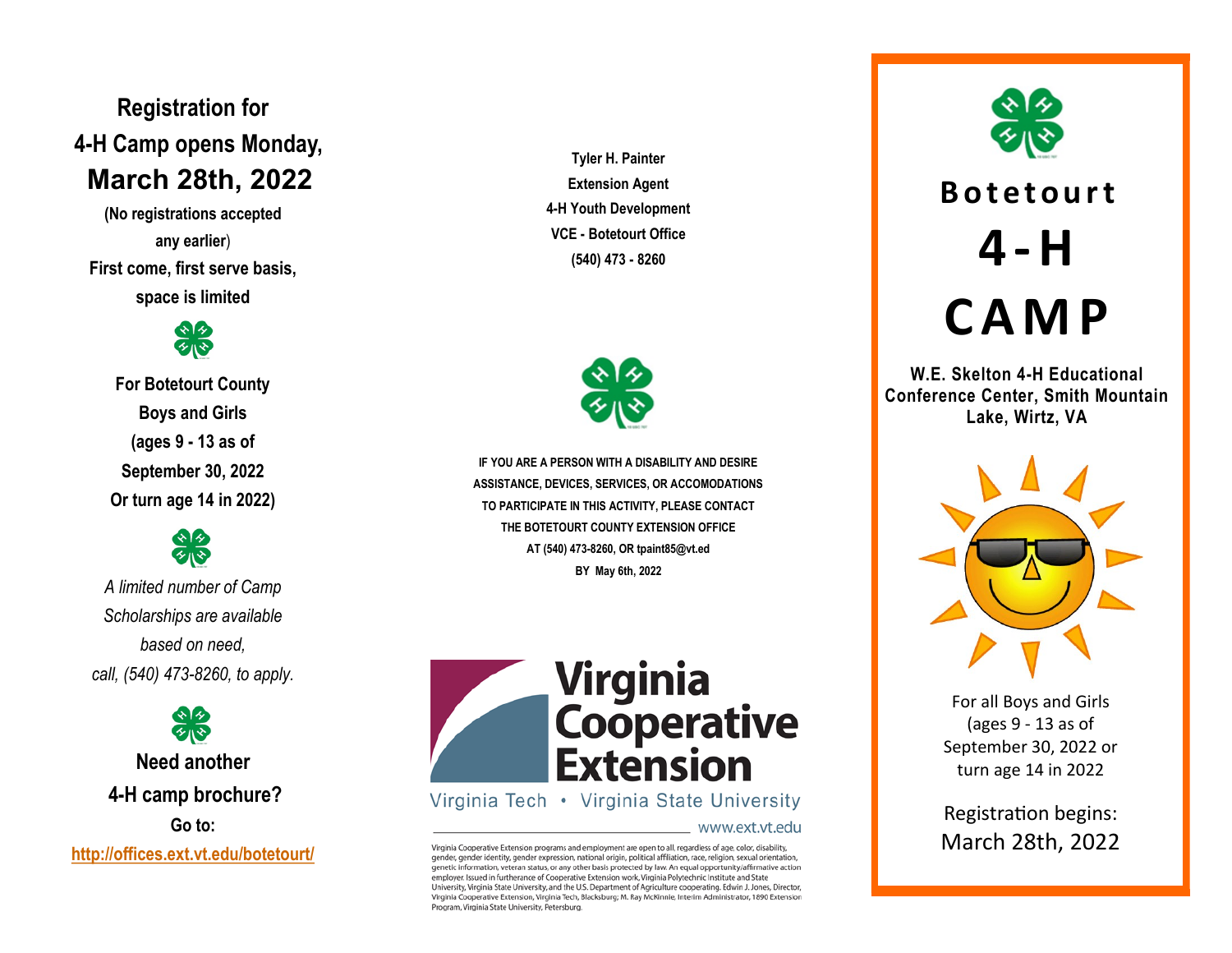**Registration for 4-H Camp opens Monday,**

## March 28th, 2022

**(No registrations accepted any earlier)**

**First come, first serve basis, space is limited**

**For Botetourt County Boys and Girls (ages 9 - 13 as of September 30, 2022 Or turn age 14 in 2022)**

*A limited number of Camp Scholarships are available based on need, call, (540) 473-8260, to apply.*

**Need another 4-H camp brochure?**

**Go to:**

[http://offices.ext.vt.edu/botetourt/](http://offices.ext.vt.edu/botetourt/)

**Tyler H. Painter**
**Extension Agent**
**4-H Youth Development**
**VCE - Botetourt Office**
**(540) 473 - 8260**

**IF YOU ARE A PERSON WITH A DISABILITY AND DESIRE ASSISTANCE, DEVICES, SERVICES, OR ACCOMODATIONS TO PARTICIPATE IN THIS ACTIVITY, PLEASE CONTACT THE BOTETOURT COUNTY EXTENSION OFFICE AT (540) 473-8260, OR tpaint85@vt.ed BY May 6th, 2022**

Virginia Cooperative Extension

Virginia Tech • Virginia State University

www.ext.vt.edu

Virginia Cooperative Extension programs and employment are open to all, regardless of age, color, disability, gender, gender identity, gender expression, national origin, political affiliation, race, religion, sexual orientation, genetic information, veteran status, or any other basis protected by law. An equal opportunity/affirmative action employer. Issued in furtherance of Cooperative Extension work, Virginia Polytechnic Institute and State University, Virginia State University, and the U.S. Department of Agriculture cooperating. Edwin J. Jones, Director, Virginia Cooperative Extension, Virginia Tech, Blacksburg; M. Ray McKinnie, Interim Administrator, 1890 Extension Program, Virginia State University, Petersburg.

# Botetourt 4-H CAMP

**W.E. Skelton 4-H Educational Conference Center, Smith Mountain Lake, Wirtz, VA**

For all Boys and Girls (ages 9 - 13 as of September 30, 2022 or turn age 14 in 2022

Registration begins: March 28th, 2022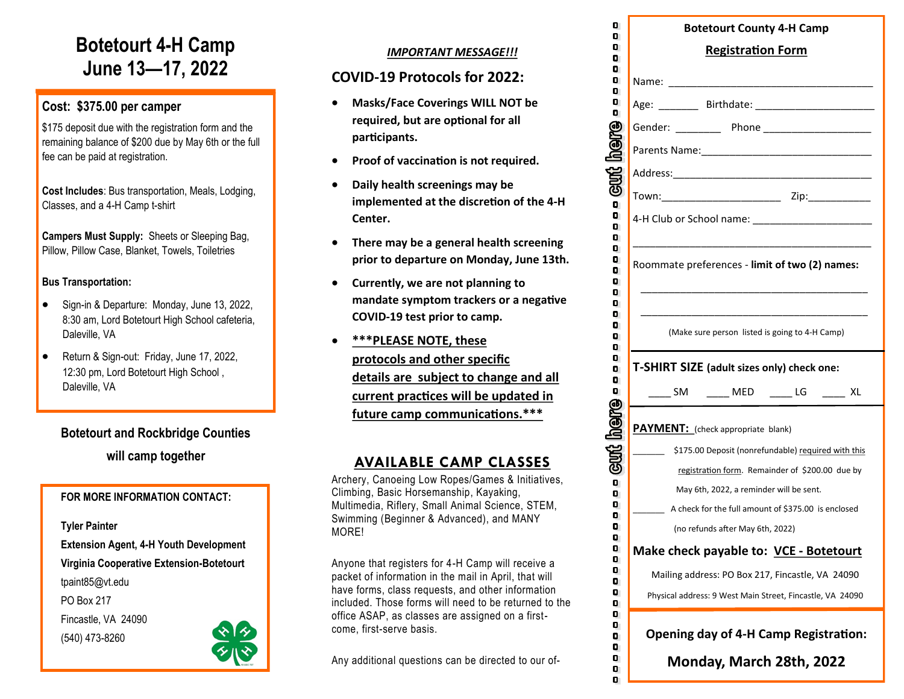# Botetourt 4-H Camp
# June 13—17, 2022

### Cost: $375.00 per camper

$175 deposit due with the registration form and the remaining balance of $200 due by May 6th or the full fee can be paid at registration.

**Cost Includes**: Bus transportation, Meals, Lodging, Classes, and a 4-H Camp t-shirt

**Campers Must Supply:** Sheets or Sleeping Bag, Pillow, Pillow Case, Blanket, Towels, Toiletries

**Bus Transportation:**

- Sign-in & Departure: Monday, June 13, 2022, 8:30 am, Lord Botetourt High School cafeteria, Daleville, VA
- Return & Sign-out: Friday, June 17, 2022, 12:30 pm, Lord Botetourt High School , Daleville, VA

**Botetourt and Rockbridge Counties will camp together**

**FOR MORE INFORMATION CONTACT:**

**Tyler Painter**
**Extension Agent, 4-H Youth Development**
**Virginia Cooperative Extension-Botetourt**
tpaint85@vt.edu
PO Box 217
Fincastle, VA 24090
(540) 473-8260

***IMPORTANT MESSAGE!!!***

## COVID-19 Protocols for 2022:

- **Masks/Face Coverings WILL NOT be required, but are optional for all participants.**
- **Proof of vaccination is not required.**
- **Daily health screenings may be implemented at the discretion of the 4-H Center.**
- **There may be a general health screening prior to departure on Monday, June 13th.**
- **Currently, we are not planning to mandate symptom trackers or a negative COVID-19 test prior to camp.**
- **\*\*\*PLEASE NOTE, these protocols and other specific details are subject to change and all current practices will be updated in future camp communications.\*\*\***

## AVAILABLE CAMP CLASSES

Archery, Canoeing Low Ropes/Games & Initiatives, Climbing, Basic Horsemanship, Kayaking, Multimedia, Riflery, Small Animal Science, STEM, Swimming (Beginner & Advanced), and MANY MORE!

Anyone that registers for 4-H Camp will receive a packet of information in the mail in April, that will have forms, class requests, and other information included. Those forms will need to be returned to the office ASAP, as classes are assigned on a first-come, first-serve basis.

Any additional questions can be directed to our of-

cut here

cut here

**Botetourt County 4-H Camp**

**Registration Form**

Name: ____________________________________

Age: _______ Birthdate: ____________________

Gender: ________ Phone ___________________

Parents Name:_____________________________

Address:_________________________________

Town:____________________ Zip:___________

4-H Club or School name: ___________________

__________________________________________

Roommate preferences - **limit of two (2) names:**

__________________________________________

__________________________________________

(Make sure person listed is going to 4-H Camp)

**T-SHIRT SIZE** **(adult sizes only) check one:**

____ SM ____ MED ____ LG ____ XL

**PAYMENT:** (check appropriate blank)

_______ $175.00 Deposit (nonrefundable) required with this registration form. Remainder of $200.00 due by May 6th, 2022, a reminder will be sent.

_______ A check for the full amount of $375.00 is enclosed (no refunds after May 6th, 2022)

**Make check payable to: VCE - Botetourt**

Mailing address: PO Box 217, Fincastle, VA 24090

Physical address: 9 West Main Street, Fincastle, VA 24090

**Opening day of 4-H Camp Registration:**

**Monday, March 28th, 2022**